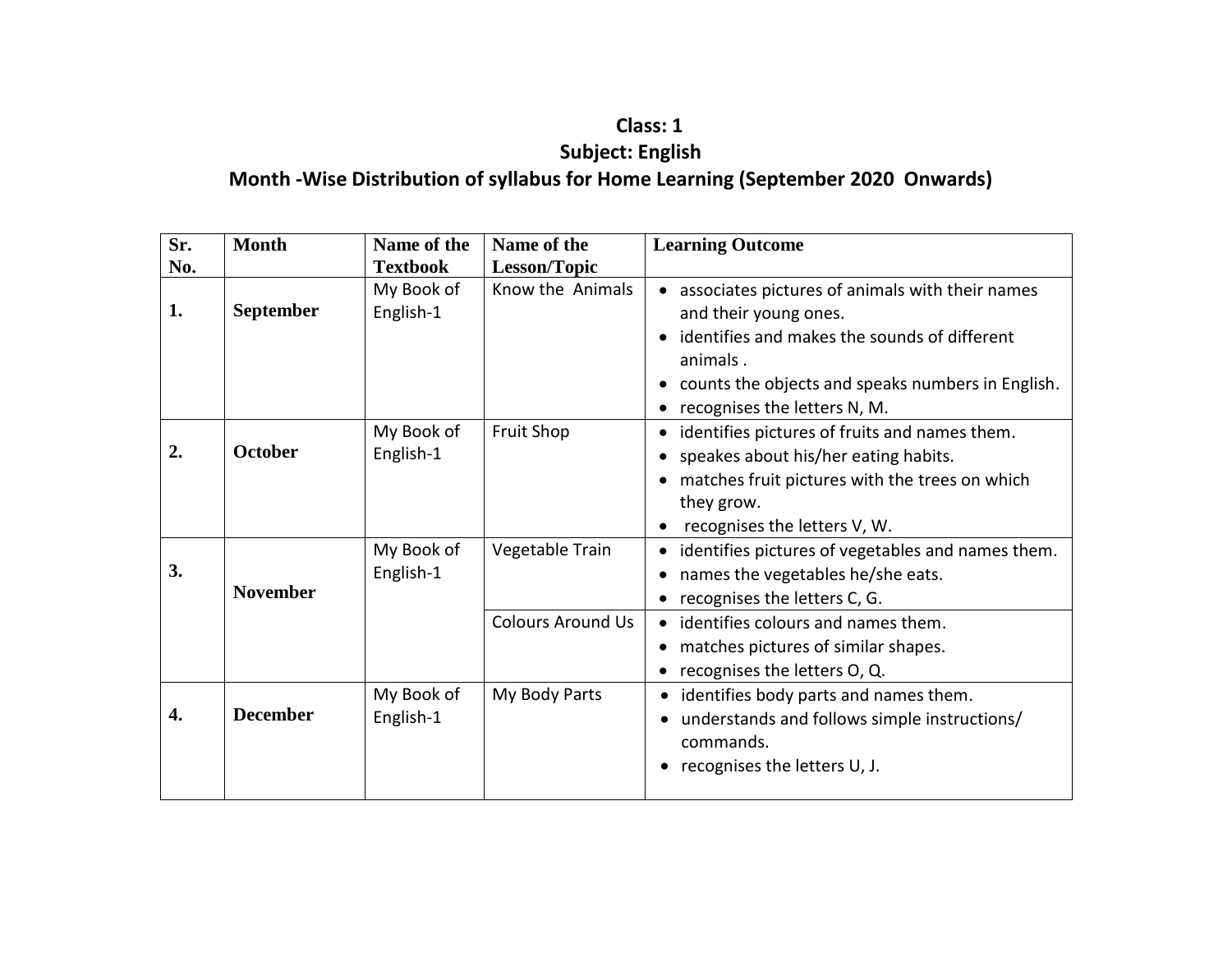**Class: 1**

**Subject: English**

**Month -Wise Distribution of syllabus for Home Learning (September 2020 Onwards)**

| Sr. No. | Month | Name of the Textbook | Name of the Lesson/Topic | Learning Outcome |
|---|---|---|---|---|
| **1.** | **September** | My Book of English-1 | Know the Animals | • associates pictures of animals with their names and their young ones.<br>• identifies and makes the sounds of different animals .<br>• counts the objects and speaks numbers in English.<br>• recognises the letters N, M. |
| **2.** | **October** | My Book of English-1 | Fruit Shop | • identifies pictures of fruits and names them.<br>• speakes about his/her eating habits.<br>• matches fruit pictures with the trees on which they grow.<br>• recognises the letters V, W. |
| **3.** | **November** | My Book of English-1 | Vegetable Train | • identifies pictures of vegetables and names them.<br>• names the vegetables he/she eats.<br>• recognises the letters C, G. |
| | | | Colours Around Us | • identifies colours and names them.<br>• matches pictures of similar shapes.<br>• recognises the letters O, Q. |
| **4.** | **December** | My Book of English-1 | My Body Parts | • identifies body parts and names them.<br>• understands and follows simple instructions/ commands.<br>• recognises the letters U, J. |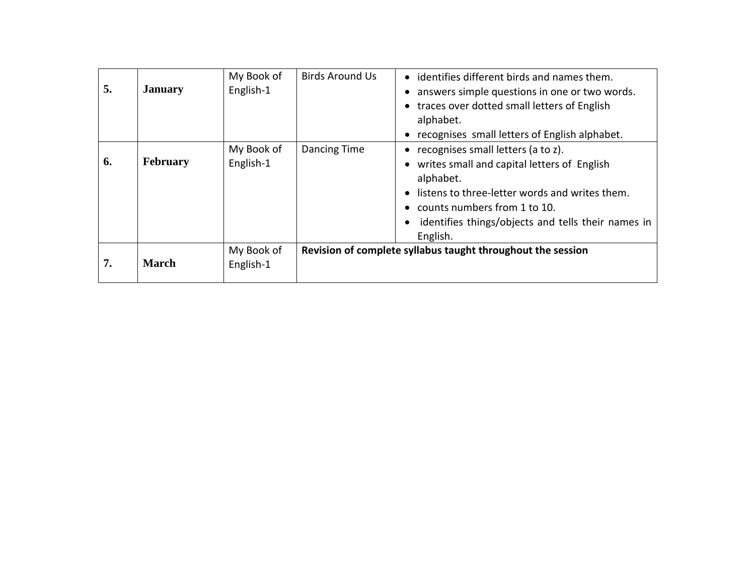| | | | | |
|---|---|---|---|---|
| **5.** | **January** | My Book of English-1 | Birds Around Us | • identifies different birds and names them.<br>• answers simple questions in one or two words.<br>• traces over dotted small letters of English alphabet.<br>• recognises small letters of English alphabet. |
| **6.** | **February** | My Book of English-1 | Dancing Time | • recognises small letters (a to z).<br>• writes small and capital letters of English alphabet.<br>• listens to three-letter words and writes them.<br>• counts numbers from 1 to 10.<br>• identifies things/objects and tells their names in English. |
| **7.** | **March** | My Book of English-1 | **Revision of complete syllabus taught throughout the session** | |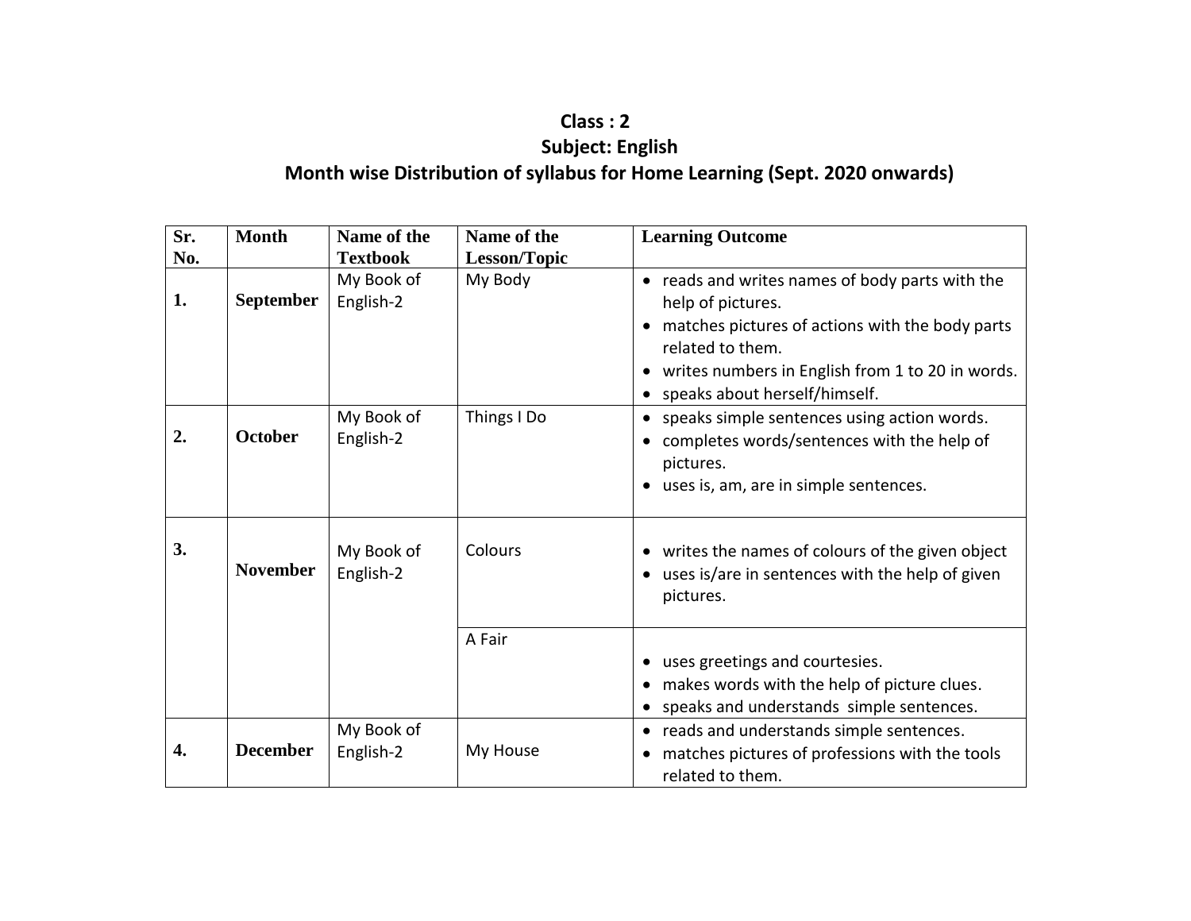# Class : 2
## Subject: English
### Month wise Distribution of syllabus for Home Learning (Sept. 2020 onwards)

| Sr. No. | Month | Name of the Textbook | Name of the Lesson/Topic | Learning Outcome |
|---|---|---|---|---|
| **1.** | **September** | My Book of English-2 | My Body | • reads and writes names of body parts with the help of pictures.<br>• matches pictures of actions with the body parts related to them.<br>• writes numbers in English from 1 to 20 in words.<br>• speaks about herself/himself. |
| **2.** | **October** | My Book of English-2 | Things I Do | • speaks simple sentences using action words.<br>• completes words/sentences with the help of pictures.<br>• uses is, am, are in simple sentences. |
| **3.** | **November** | My Book of English-2 | Colours | • writes the names of colours of the given object<br>• uses is/are in sentences with the help of given pictures. |
| | | | A Fair | • uses greetings and courtesies.<br>• makes words with the help of picture clues.<br>• speaks and understands simple sentences. |
| **4.** | **December** | My Book of English-2 | My House | • reads and understands simple sentences.<br>• matches pictures of professions with the tools related to them. |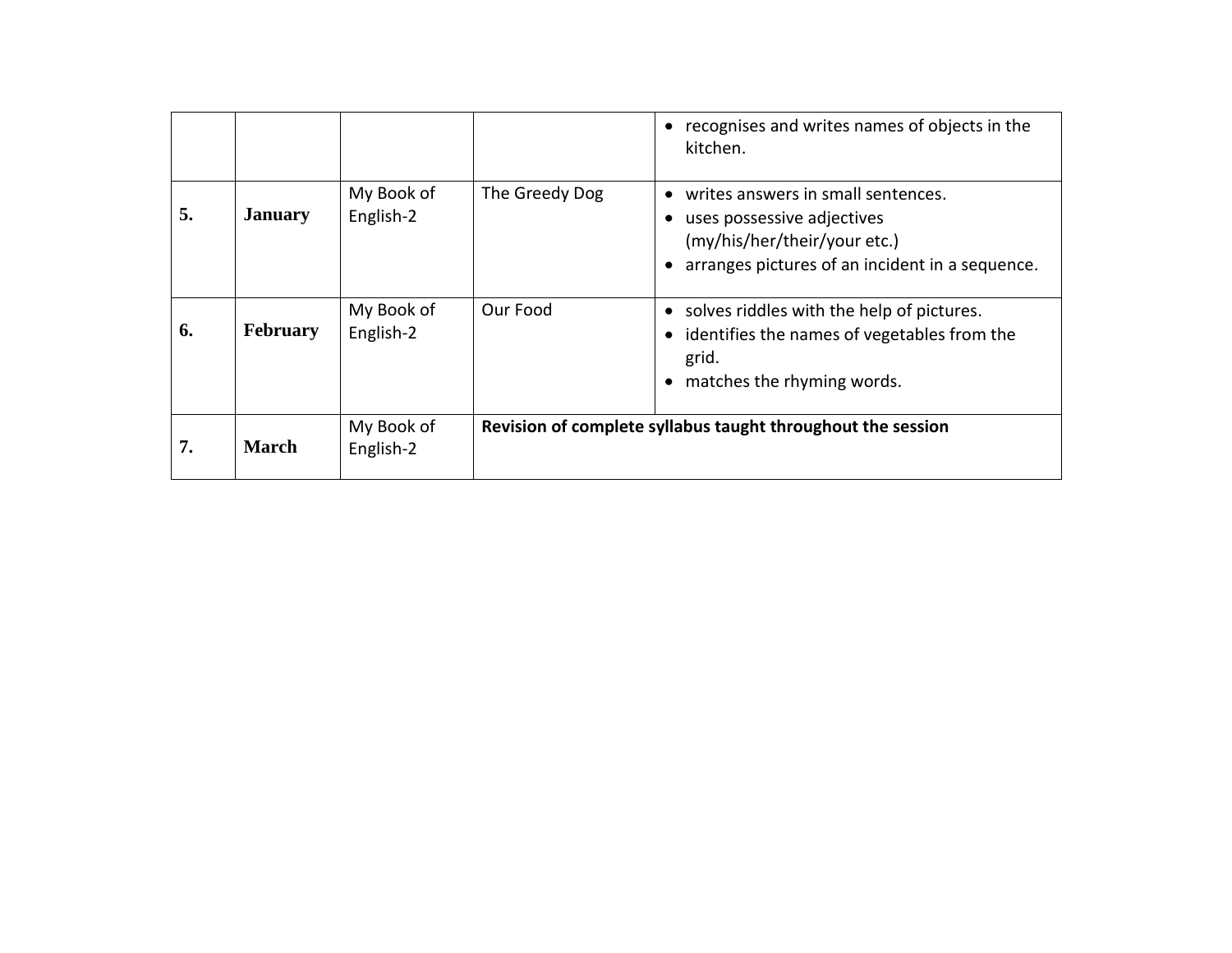| | | | | |
|---|---|---|---|---|
| | | | | • recognises and writes names of objects in the kitchen. |
| **5.** | **January** | My Book of English-2 | The Greedy Dog | • writes answers in small sentences.<br>• uses possessive adjectives (my/his/her/their/your etc.)<br>• arranges pictures of an incident in a sequence. |
| **6.** | **February** | My Book of English-2 | Our Food | • solves riddles with the help of pictures.<br>• identifies the names of vegetables from the grid.<br>• matches the rhyming words. |
| **7.** | **March** | My Book of English-2 | **Revision of complete syllabus taught throughout the session** | |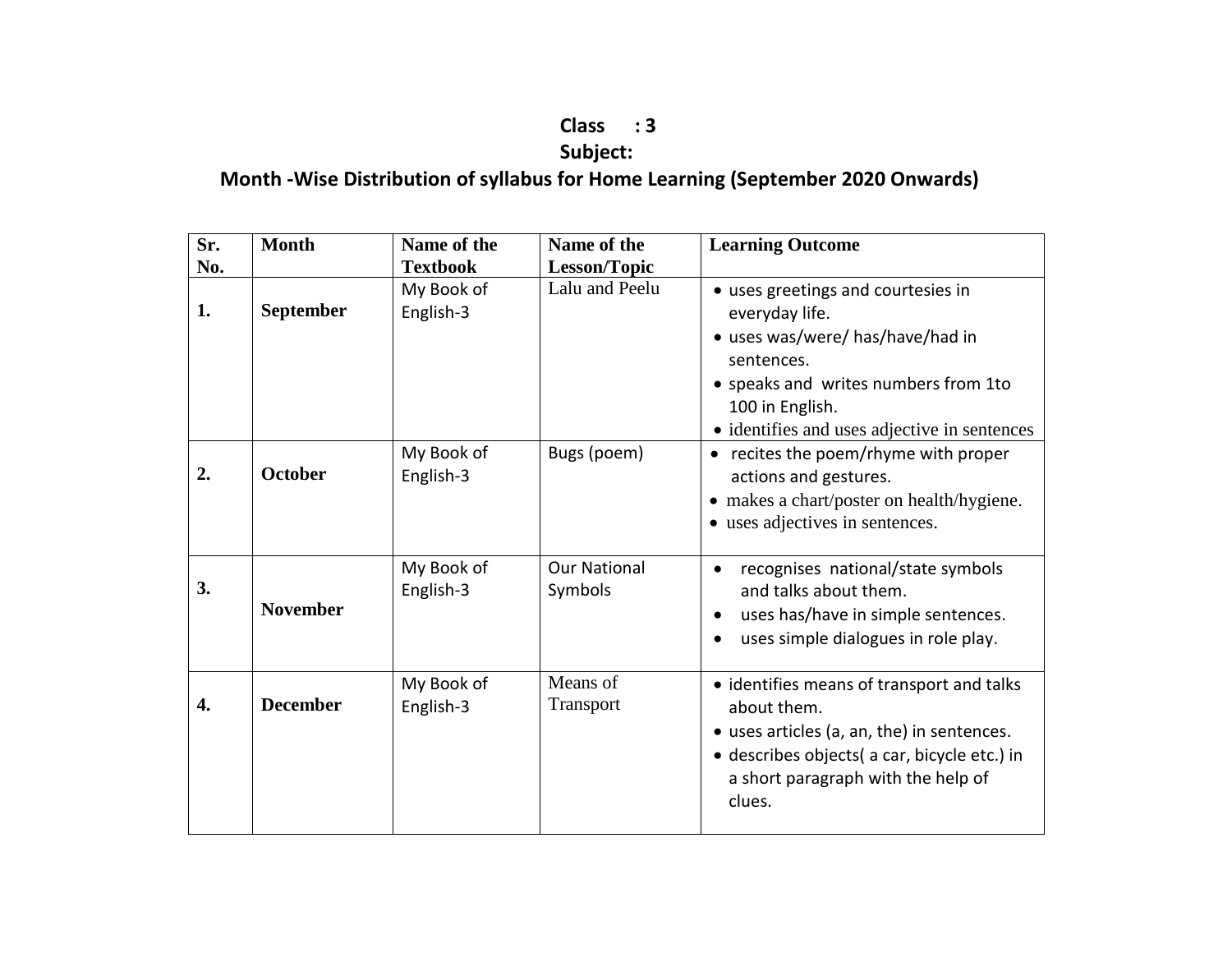**Class : 3**

**Subject:**

**Month -Wise Distribution of syllabus for Home Learning (September 2020 Onwards)**

| Sr. No. | Month | Name of the Textbook | Name of the Lesson/Topic | Learning Outcome |
|---|---|---|---|---|
| **1.** | **September** | My Book of English-3 | Lalu and Peelu | • uses greetings and courtesies in everyday life.<br>• uses was/were/ has/have/had in sentences.<br>• speaks and writes numbers from 1to 100 in English.<br>• identifies and uses adjective in sentences |
| **2.** | **October** | My Book of English-3 | Bugs (poem) | • recites the poem/rhyme with proper actions and gestures.<br>• makes a chart/poster on health/hygiene.<br>• uses adjectives in sentences. |
| **3.** | **November** | My Book of English-3 | Our National Symbols | • recognises national/state symbols and talks about them.<br>• uses has/have in simple sentences.<br>• uses simple dialogues in role play. |
| **4.** | **December** | My Book of English-3 | Means of Transport | • identifies means of transport and talks about them.<br>• uses articles (a, an, the) in sentences.<br>• describes objects( a car, bicycle etc.) in a short paragraph with the help of clues. |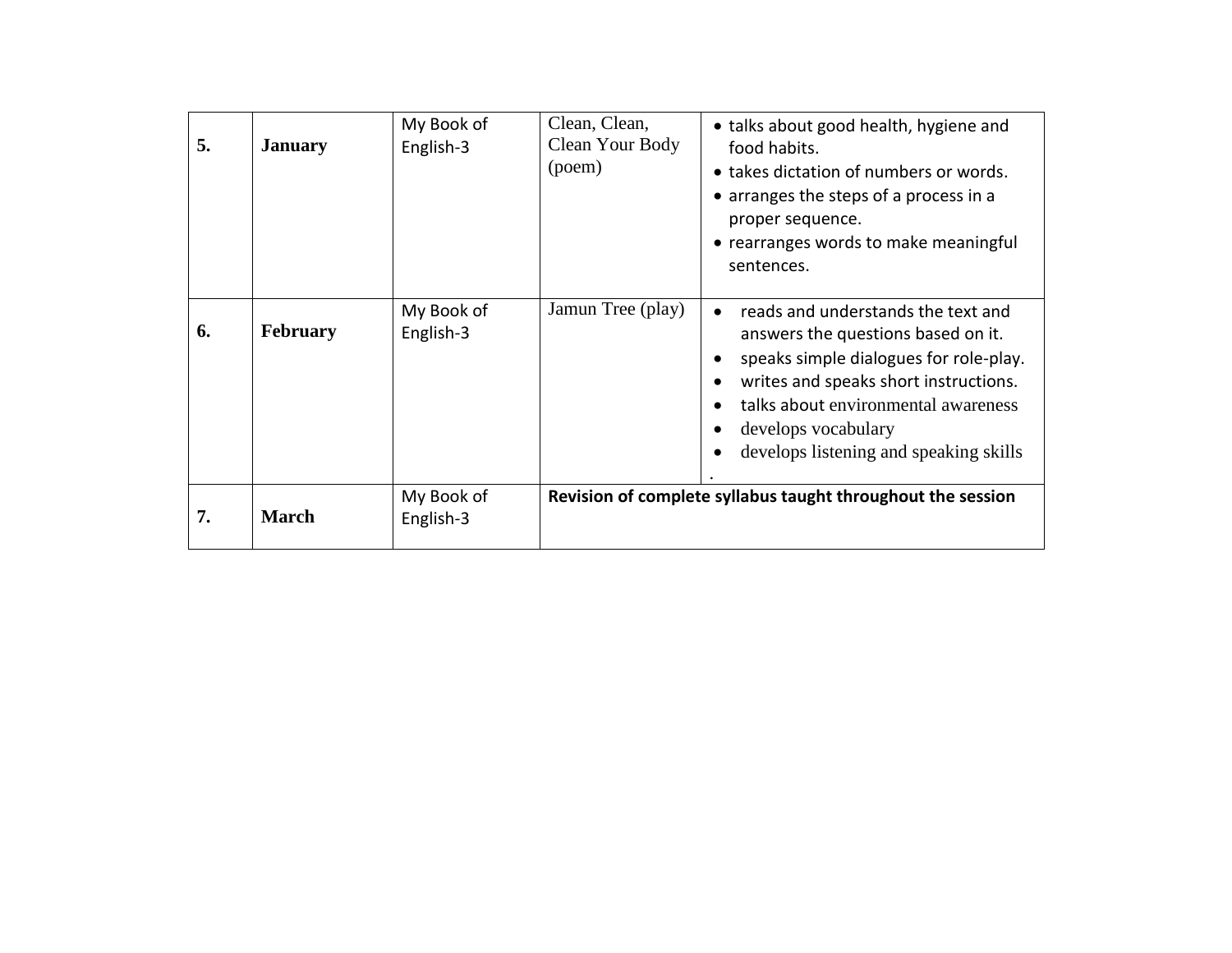| | | | | |
|---|---|---|---|---|
| **5.** | **January** | My Book of English-3 | Clean, Clean, Clean Your Body (poem) | • talks about good health, hygiene and food habits.<br>• takes dictation of numbers or words.<br>• arranges the steps of a process in a proper sequence.<br>• rearranges words to make meaningful sentences. |
| **6.** | **February** | My Book of English-3 | Jamun Tree (play) | • reads and understands the text and answers the questions based on it.<br>• speaks simple dialogues for role-play.<br>• writes and speaks short instructions.<br>• talks about environmental awareness<br>• develops vocabulary<br>• develops listening and speaking skills<br>. |
| **7.** | **March** | My Book of English-3 | **Revision of complete syllabus taught throughout the session** | |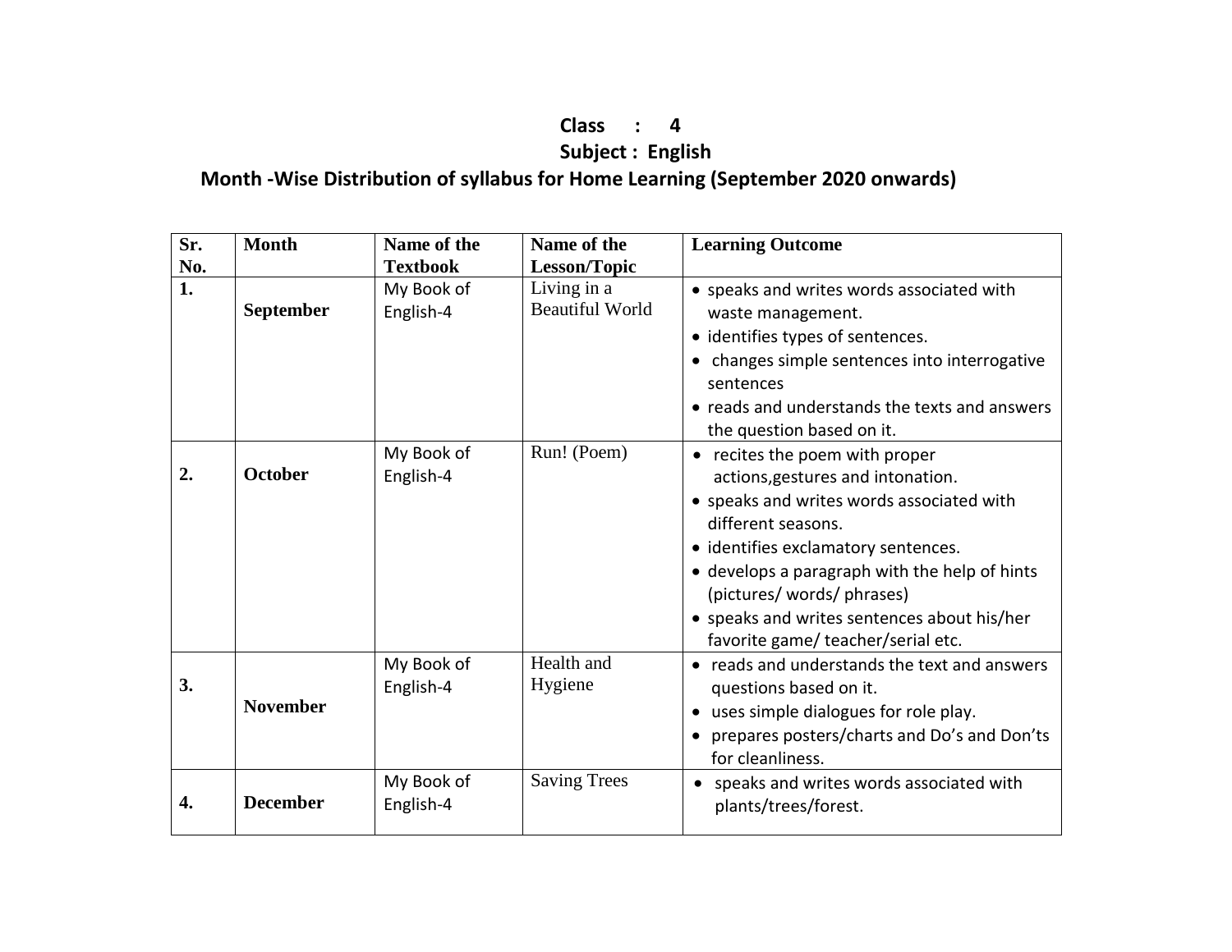**Class : 4**

**Subject : English**

**Month -Wise Distribution of syllabus for Home Learning (September 2020 onwards)**

| Sr. No. | Month | Name of the Textbook | Name of the Lesson/Topic | Learning Outcome |
|---|---|---|---|---|
| **1.** | **September** | My Book of English-4 | Living in a Beautiful World | • speaks and writes words associated with waste management.<br>• identifies types of sentences.<br>• changes simple sentences into interrogative sentences<br>• reads and understands the texts and answers the question based on it. |
| **2.** | **October** | My Book of English-4 | Run! (Poem) | • recites the poem with proper actions,gestures and intonation.<br>• speaks and writes words associated with different seasons.<br>• identifies exclamatory sentences.<br>• develops a paragraph with the help of hints (pictures/ words/ phrases)<br>• speaks and writes sentences about his/her favorite game/ teacher/serial etc. |
| **3.** | **November** | My Book of English-4 | Health and Hygiene | • reads and understands the text and answers questions based on it.<br>• uses simple dialogues for role play.<br>• prepares posters/charts and Do's and Don'ts for cleanliness. |
| **4.** | **December** | My Book of English-4 | Saving Trees | • speaks and writes words associated with plants/trees/forest. |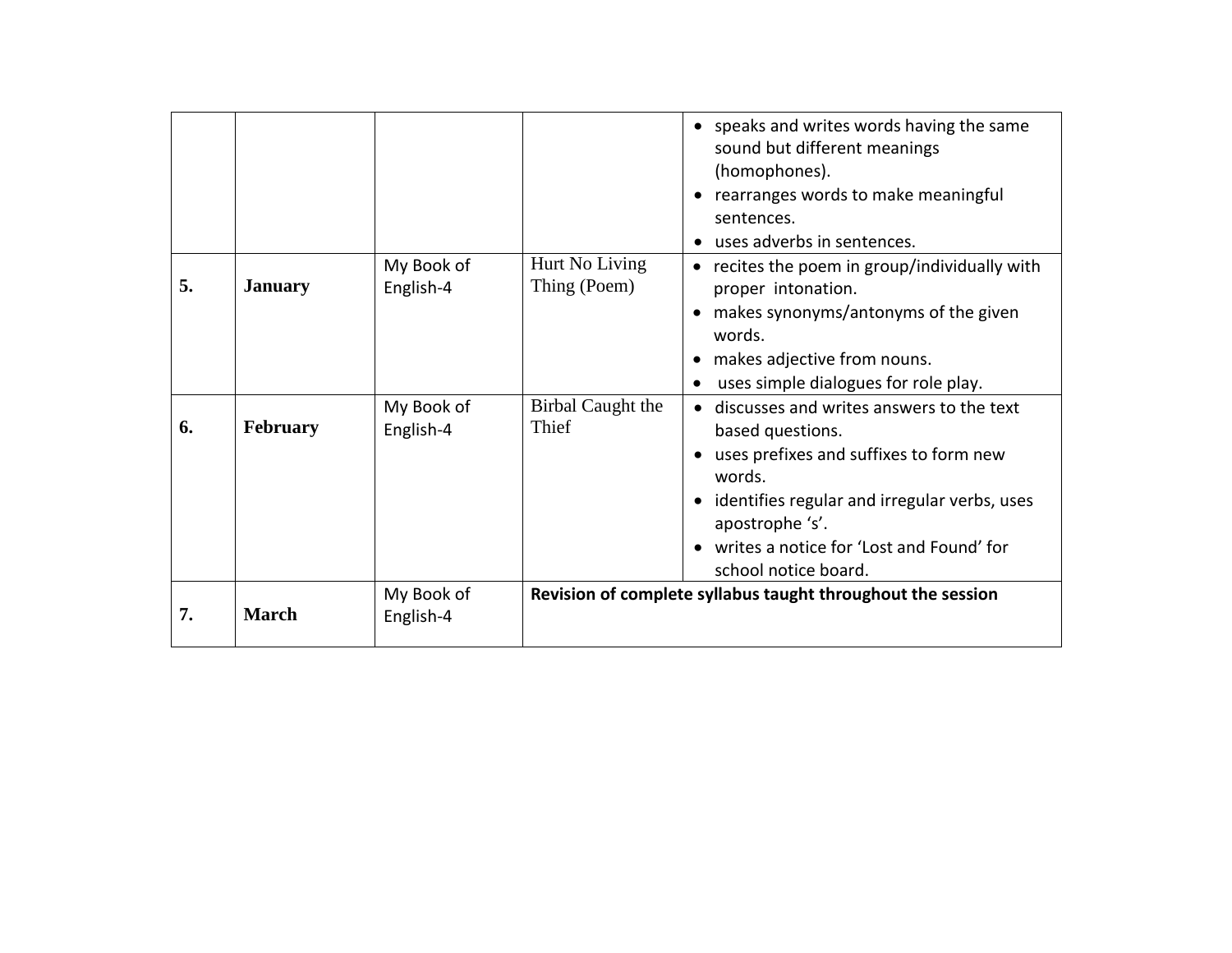| | | | | |
|---|---|---|---|---|
| | | | | • speaks and writes words having the same sound but different meanings (homophones).<br>• rearranges words to make meaningful sentences.<br>• uses adverbs in sentences. |
| **5.** | **January** | My Book of English-4 | Hurt No Living Thing (Poem) | • recites the poem in group/individually with proper intonation.<br>• makes synonyms/antonyms of the given words.<br>• makes adjective from nouns.<br>• uses simple dialogues for role play. |
| **6.** | **February** | My Book of English-4 | Birbal Caught the Thief | • discusses and writes answers to the text based questions.<br>• uses prefixes and suffixes to form new words.<br>• identifies regular and irregular verbs, uses apostrophe 's'.<br>• writes a notice for 'Lost and Found' for school notice board. |
| **7.** | **March** | My Book of English-4 | **Revision of complete syllabus taught throughout the session** | |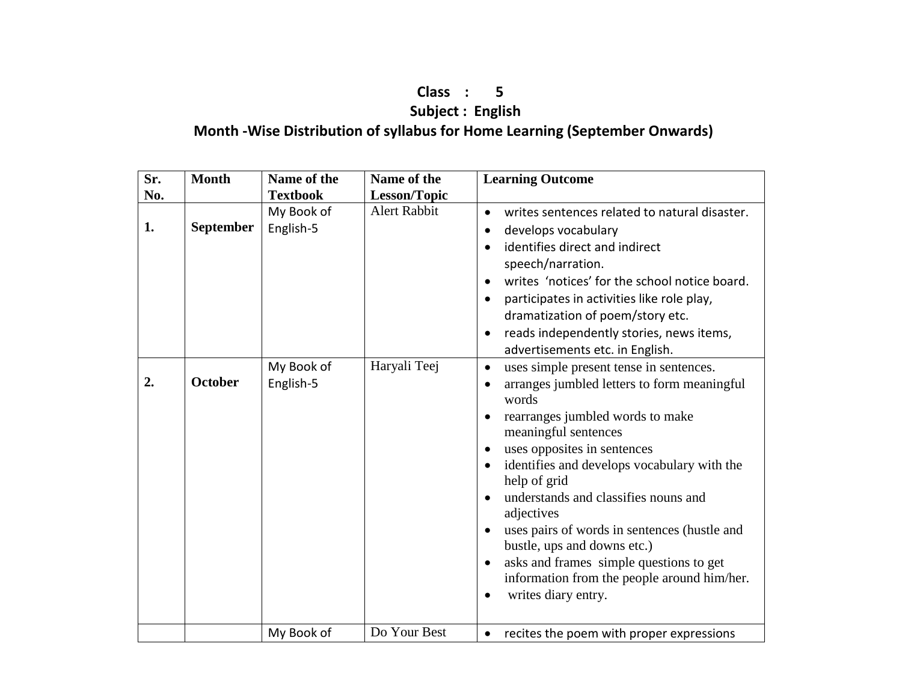**Class : 5**

**Subject : English**

**Month -Wise Distribution of syllabus for Home Learning (September Onwards)**

| Sr. No. | Month | Name of the Textbook | Name of the Lesson/Topic | Learning Outcome |
|---|---|---|---|---|
| 1. | September | My Book of English-5 | Alert Rabbit | • writes sentences related to natural disaster.<br>• develops vocabulary<br>• identifies direct and indirect speech/narration.<br>• writes 'notices' for the school notice board.<br>• participates in activities like role play, dramatization of poem/story etc.<br>• reads independently stories, news items, advertisements etc. in English. |
| 2. | October | My Book of English-5 | Haryali Teej | • uses simple present tense in sentences.<br>• arranges jumbled letters to form meaningful words<br>• rearranges jumbled words to make meaningful sentences<br>• uses opposites in sentences<br>• identifies and develops vocabulary with the help of grid<br>• understands and classifies nouns and adjectives<br>• uses pairs of words in sentences (hustle and bustle, ups and downs etc.)<br>• asks and frames simple questions to get information from the people around him/her.<br>• writes diary entry. |
| | | My Book of | Do Your Best | • recites the poem with proper expressions |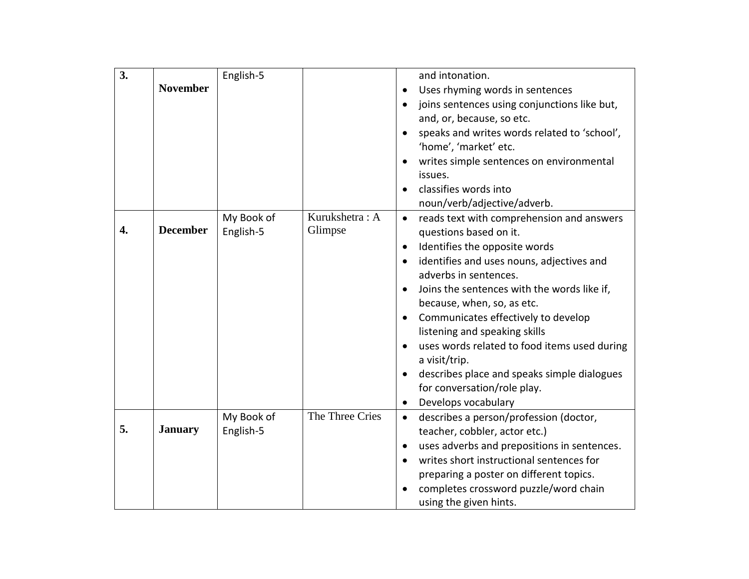| 3. | **November** | English-5 | | and intonation.<br>• Uses rhyming words in sentences<br>• joins sentences using conjunctions like but, and, or, because, so etc.<br>• speaks and writes words related to 'school', 'home', 'market' etc.<br>• writes simple sentences on environmental issues.<br>• classifies words into noun/verb/adjective/adverb. |
|---|---|---|---|---|
| 4. | **December** | My Book of English-5 | Kurukshetra : A Glimpse | • reads text with comprehension and answers questions based on it.<br>• Identifies the opposite words<br>• identifies and uses nouns, adjectives and adverbs in sentences.<br>• Joins the sentences with the words like if, because, when, so, as etc.<br>• Communicates effectively to develop listening and speaking skills<br>• uses words related to food items used during a visit/trip.<br>• describes place and speaks simple dialogues for conversation/role play.<br>• Develops vocabulary |
| 5. | **January** | My Book of English-5 | The Three Cries | • describes a person/profession (doctor, teacher, cobbler, actor etc.)<br>• uses adverbs and prepositions in sentences.<br>• writes short instructional sentences for preparing a poster on different topics.<br>• completes crossword puzzle/word chain using the given hints. |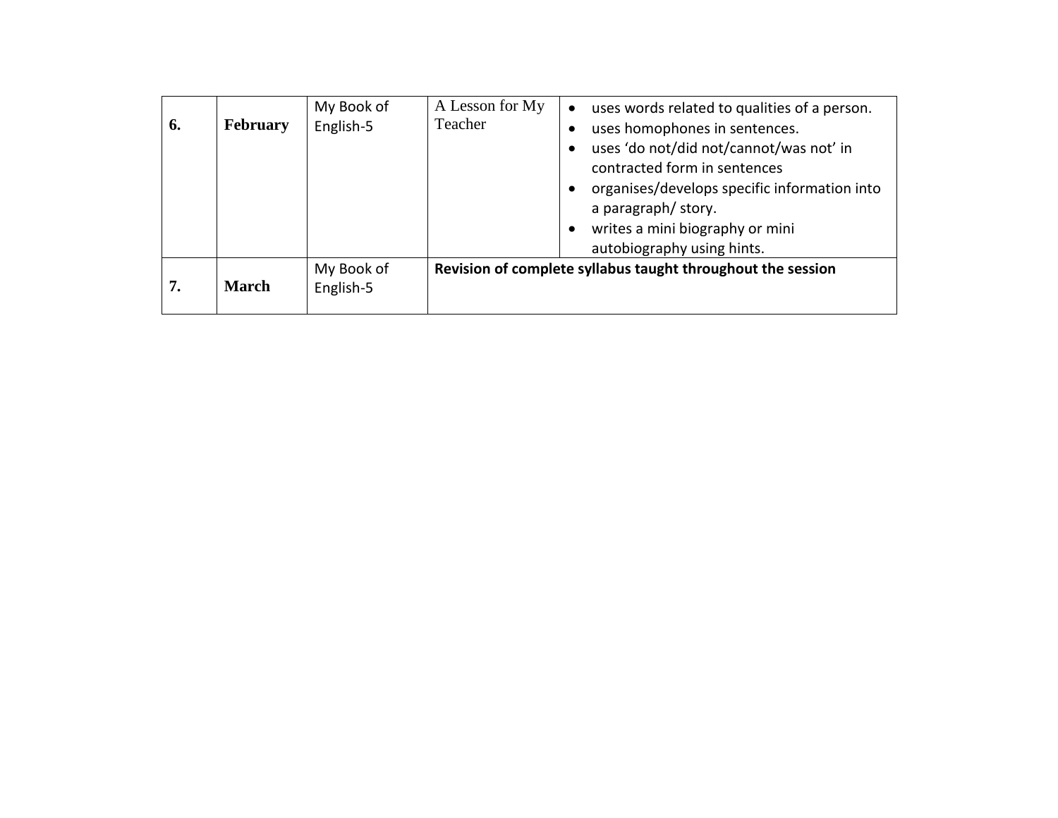| | | | | |
|---|---|---|---|---|
| **6.** | **February** | My Book of English-5 | A Lesson for My Teacher | • uses words related to qualities of a person.<br>• uses homophones in sentences.<br>• uses 'do not/did not/cannot/was not' in contracted form in sentences<br>• organises/develops specific information into a paragraph/ story.<br>• writes a mini biography or mini autobiography using hints. |
| **7.** | **March** | My Book of English-5 | **Revision of complete syllabus taught throughout the session** | |